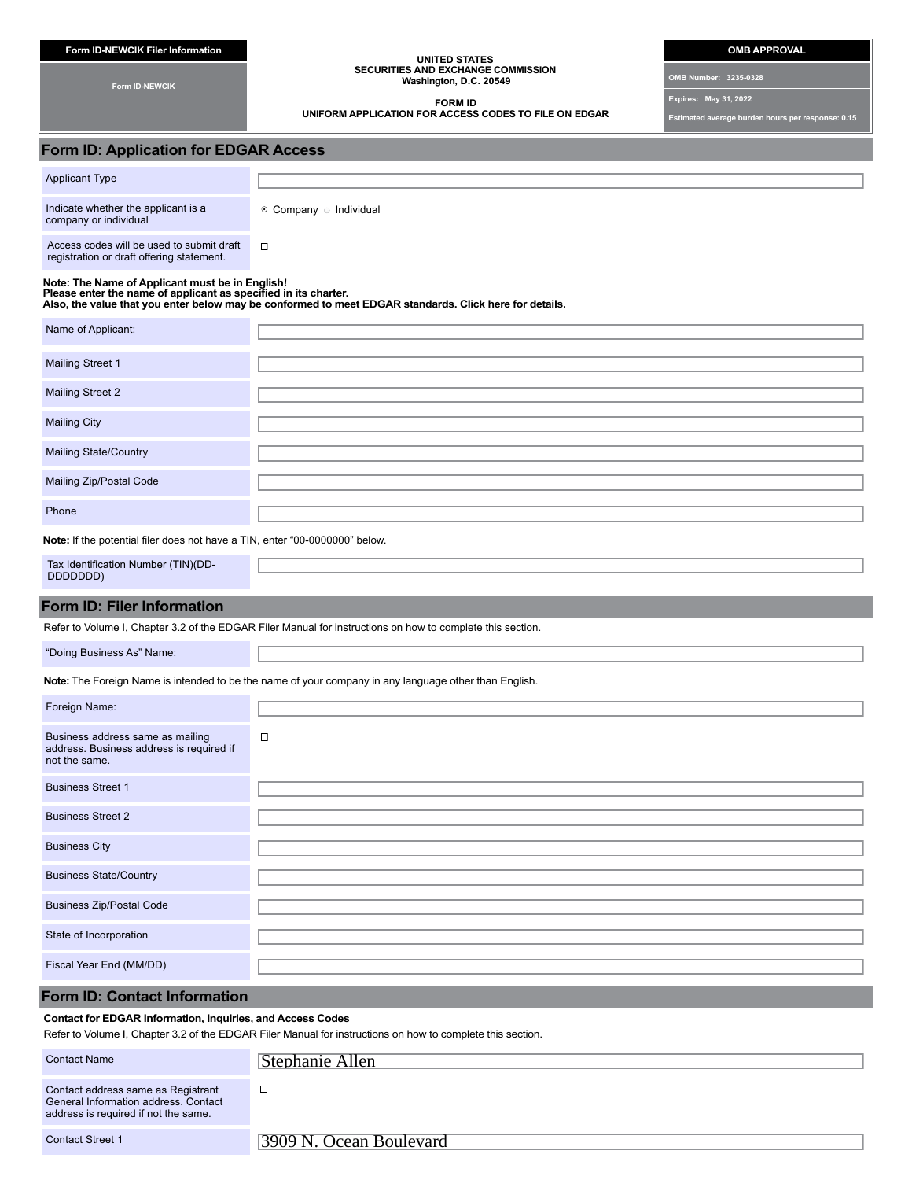| Form ID-NEWCIK Filer Information | UNITED STATES SECURITIES AND EXCHANGE COMMISSION Washington, D.C. 20549 | OMB APPROVAL |
| --- | --- | --- |
| Form ID-NEWCIK | FORM ID UNIFORM APPLICATION FOR ACCESS CODES TO FILE ON EDGAR | OMB Number: 3235-0328 |
| | | Expires: May 31, 2022 |
| | | Estimated average burden hours per response: 0.15 |

## Form ID: Application for EDGAR Access

| Field | Value |
| --- | --- |
| Applicant Type | |
| Indicate whether the applicant is a company or individual | ⦿ Company ○ Individual |
| Access codes will be used to submit draft registration or draft offering statement. | ☐ |

**Note: The Name of Applicant must be in English!**
**Please enter the name of applicant as specified in its charter.**
**Also, the value that you enter below may be conformed to meet EDGAR standards. Click here for details.**

| Field | Value |
| --- | --- |
| Name of Applicant: | |
| Mailing Street 1 | |
| Mailing Street 2 | |
| Mailing City | |
| Mailing State/Country | |
| Mailing Zip/Postal Code | |
| Phone | |

**Note:** If the potential filer does not have a TIN, enter "00-0000000" below.

| Field | Value |
| --- | --- |
| Tax Identification Number (TIN)(DD-DDDDDDD) | |

## Form ID: Filer Information

Refer to Volume I, Chapter 3.2 of the EDGAR Filer Manual for instructions on how to complete this section.

| Field | Value |
| --- | --- |
| "Doing Business As" Name: | |

**Note:** The Foreign Name is intended to be the name of your company in any language other than English.

| Field | Value |
| --- | --- |
| Foreign Name: | |
| Business address same as mailing address. Business address is required if not the same. | ☐ |
| Business Street 1 | |
| Business Street 2 | |
| Business City | |
| Business State/Country | |
| Business Zip/Postal Code | |
| State of Incorporation | |
| Fiscal Year End (MM/DD) | |

## Form ID: Contact Information

**Contact for EDGAR Information, Inquiries, and Access Codes**

Refer to Volume I, Chapter 3.2 of the EDGAR Filer Manual for instructions on how to complete this section.

| Field | Value |
| --- | --- |
| Contact Name | Stephanie Allen |
| Contact address same as Registrant General Information address. Contact address is required if not the same. | ☐ |
| Contact Street 1 | 3909 N. Ocean Boulevard |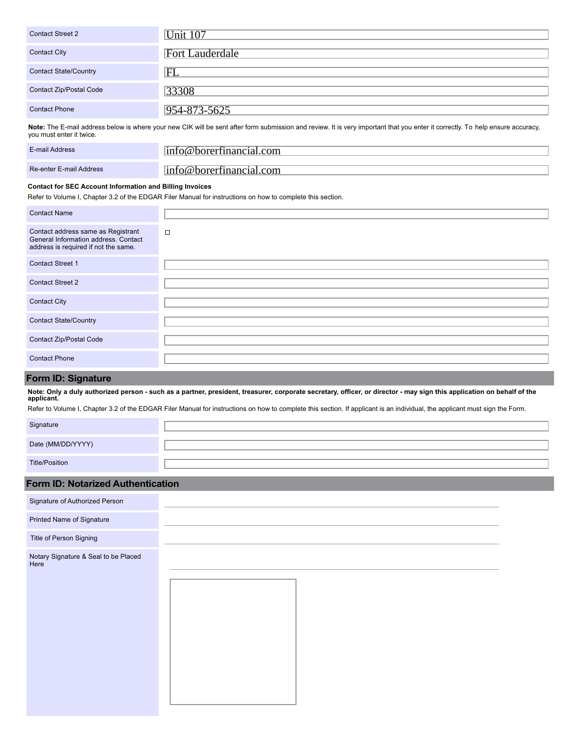| | |
|---|---|
| Contact Street 2 | Unit 107 |
| Contact City | Fort Lauderdale |
| Contact State/Country | FL |
| Contact Zip/Postal Code | 33308 |
| Contact Phone | 954-873-5625 |

**Note:** The E-mail address below is where your new CIK will be sent after form submission and review. It is very important that you enter it correctly. To help ensure accuracy, you must enter it twice.

| | |
|---|---|
| E-mail Address | info@borerfinancial.com |
| Re-enter E-mail Address | info@borerfinancial.com |

**Contact for SEC Account Information and Billing Invoices**

Refer to Volume I, Chapter 3.2 of the EDGAR Filer Manual for instructions on how to complete this section.

| | |
|---|---|
| Contact Name | |
| Contact address same as Registrant General Information address. Contact address is required if not the same. | ☐ |
| Contact Street 1 | |
| Contact Street 2 | |
| Contact City | |
| Contact State/Country | |
| Contact Zip/Postal Code | |
| Contact Phone | |

## Form ID: Signature

**Note: Only a duly authorized person - such as a partner, president, treasurer, corporate secretary, officer, or director - may sign this application on behalf of the applicant.**

Refer to Volume I, Chapter 3.2 of the EDGAR Filer Manual for instructions on how to complete this section. If applicant is an individual, the applicant must sign the Form.

| | |
|---|---|
| Signature | |
| Date (MM/DD/YYYY) | |
| Title/Position | |

## Form ID: Notarized Authentication

| | |
|---|---|
| Signature of Authorized Person | |
| Printed Name of Signature | |
| Title of Person Signing | |
| Notary Signature & Seal to be Placed Here | |